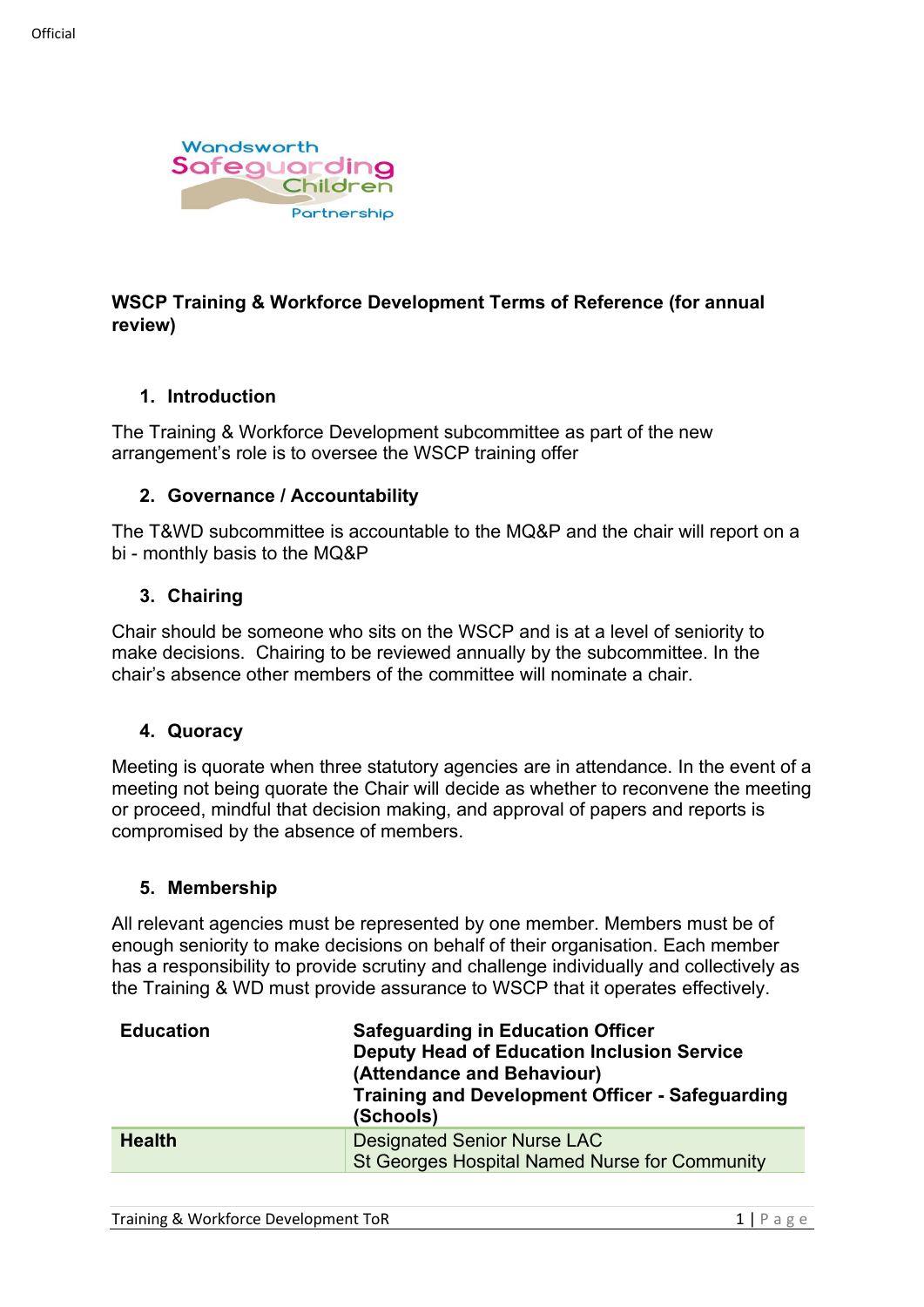**WSCP Training & Workforce Development Terms of Reference (for annual review)**

## 1. Introduction

The Training & Workforce Development subcommittee as part of the new arrangement's role is to oversee the WSCP training offer

## 2. Governance / Accountability

The T&WD subcommittee is accountable to the MQ&P and the chair will report on a bi - monthly basis to the MQ&P

## 3. Chairing

Chair should be someone who sits on the WSCP and is at a level of seniority to make decisions. Chairing to be reviewed annually by the subcommittee. In the chair's absence other members of the committee will nominate a chair.

## 4. Quoracy

Meeting is quorate when three statutory agencies are in attendance. In the event of a meeting not being quorate the Chair will decide as whether to reconvene the meeting or proceed, mindful that decision making, and approval of papers and reports is compromised by the absence of members.

## 5. Membership

All relevant agencies must be represented by one member. Members must be of enough seniority to make decisions on behalf of their organisation. Each member has a responsibility to provide scrutiny and challenge individually and collectively as the Training & WD must provide assurance to WSCP that it operates effectively.

| Education | Safeguarding in Education Officer<br>Deputy Head of Education Inclusion Service (Attendance and Behaviour)<br>Training and Development Officer - Safeguarding (Schools) |
|---|---|
| **Health** | Designated Senior Nurse LAC<br>St Georges Hospital Named Nurse for Community |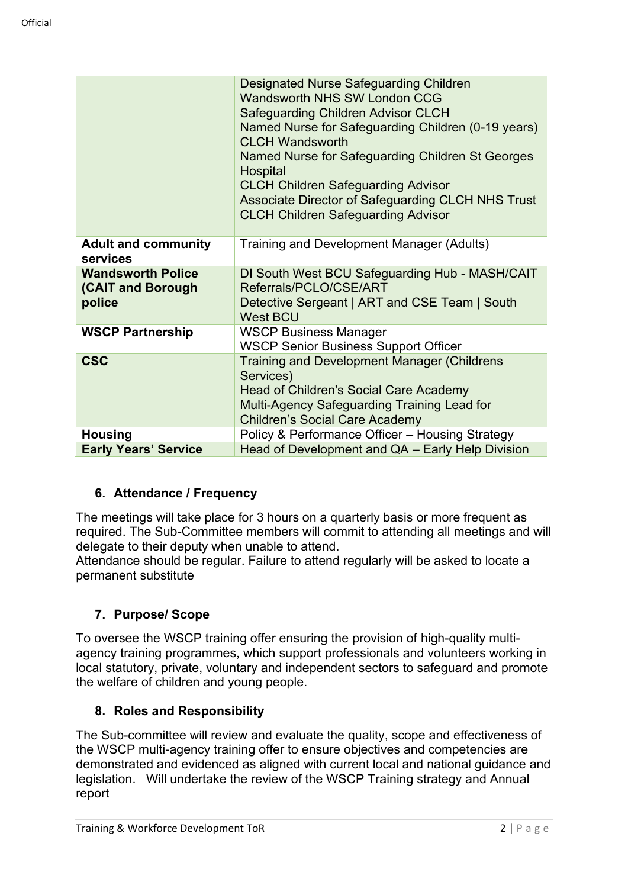| | |
|---|---|
| | Designated Nurse Safeguarding Children<br>Wandsworth NHS SW London CCG<br>Safeguarding Children Advisor CLCH<br>Named Nurse for Safeguarding Children (0-19 years) CLCH Wandsworth<br>Named Nurse for Safeguarding Children St Georges Hospital<br>CLCH Children Safeguarding Advisor<br>Associate Director of Safeguarding CLCH NHS Trust<br>CLCH Children Safeguarding Advisor |
| **Adult and community services** | Training and Development Manager (Adults) |
| **Wandsworth Police (CAIT and Borough police** | DI South West BCU Safeguarding Hub - MASH/CAIT Referrals/PCLO/CSE/ART<br>Detective Sergeant \| ART and CSE Team \| South West BCU |
| **WSCP Partnership** | WSCP Business Manager<br>WSCP Senior Business Support Officer |
| **CSC** | Training and Development Manager (Childrens Services)<br>Head of Children's Social Care Academy<br>Multi-Agency Safeguarding Training Lead for Children's Social Care Academy |
| **Housing** | Policy & Performance Officer – Housing Strategy |
| **Early Years' Service** | Head of Development and QA – Early Help Division |

### 6. Attendance / Frequency

The meetings will take place for 3 hours on a quarterly basis or more frequent as required. The Sub-Committee members will commit to attending all meetings and will delegate to their deputy when unable to attend.
Attendance should be regular. Failure to attend regularly will be asked to locate a permanent substitute

### 7. Purpose/ Scope

To oversee the WSCP training offer ensuring the provision of high-quality multi-agency training programmes, which support professionals and volunteers working in local statutory, private, voluntary and independent sectors to safeguard and promote the welfare of children and young people.

### 8. Roles and Responsibility

The Sub-committee will review and evaluate the quality, scope and effectiveness of the WSCP multi-agency training offer to ensure objectives and competencies are demonstrated and evidenced as aligned with current local and national guidance and legislation. Will undertake the review of the WSCP Training strategy and Annual report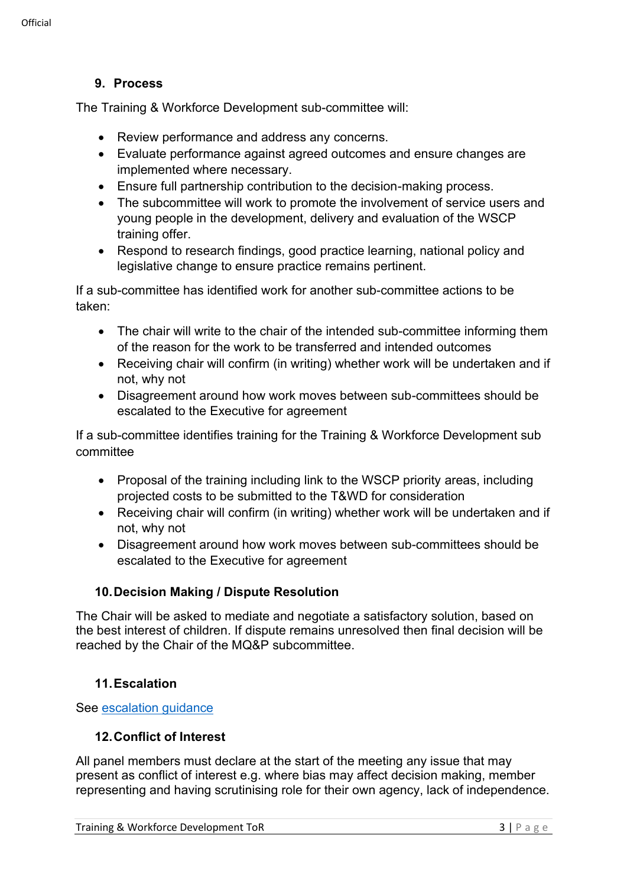## 9. Process

The Training & Workforce Development sub-committee will:

- Review performance and address any concerns.
- Evaluate performance against agreed outcomes and ensure changes are implemented where necessary.
- Ensure full partnership contribution to the decision-making process.
- The subcommittee will work to promote the involvement of service users and young people in the development, delivery and evaluation of the WSCP training offer.
- Respond to research findings, good practice learning, national policy and legislative change to ensure practice remains pertinent.

If a sub-committee has identified work for another sub-committee actions to be taken:

- The chair will write to the chair of the intended sub-committee informing them of the reason for the work to be transferred and intended outcomes
- Receiving chair will confirm (in writing) whether work will be undertaken and if not, why not
- Disagreement around how work moves between sub-committees should be escalated to the Executive for agreement

If a sub-committee identifies training for the Training & Workforce Development sub committee

- Proposal of the training including link to the WSCP priority areas, including projected costs to be submitted to the T&WD for consideration
- Receiving chair will confirm (in writing) whether work will be undertaken and if not, why not
- Disagreement around how work moves between sub-committees should be escalated to the Executive for agreement

## 10. Decision Making / Dispute Resolution

The Chair will be asked to mediate and negotiate a satisfactory solution, based on the best interest of children. If dispute remains unresolved then final decision will be reached by the Chair of the MQ&P subcommittee.

## 11. Escalation

See [escalation guidance]

## 12. Conflict of Interest

All panel members must declare at the start of the meeting any issue that may present as conflict of interest e.g. where bias may affect decision making, member representing and having scrutinising role for their own agency, lack of independence.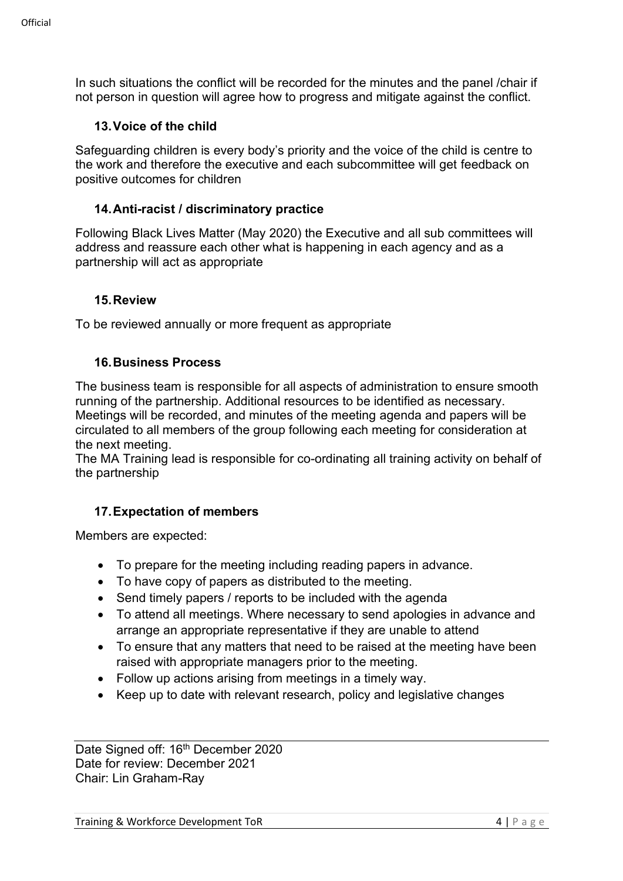In such situations the conflict will be recorded for the minutes and the panel /chair if not person in question will agree how to progress and mitigate against the conflict.

## 13. Voice of the child

Safeguarding children is every body's priority and the voice of the child is centre to the work and therefore the executive and each subcommittee will get feedback on positive outcomes for children

## 14. Anti-racist / discriminatory practice

Following Black Lives Matter (May 2020) the Executive and all sub committees will address and reassure each other what is happening in each agency and as a partnership will act as appropriate

## 15. Review

To be reviewed annually or more frequent as appropriate

## 16. Business Process

The business team is responsible for all aspects of administration to ensure smooth running of the partnership. Additional resources to be identified as necessary. Meetings will be recorded, and minutes of the meeting agenda and papers will be circulated to all members of the group following each meeting for consideration at the next meeting.

The MA Training lead is responsible for co-ordinating all training activity on behalf of the partnership

## 17. Expectation of members

Members are expected:

- To prepare for the meeting including reading papers in advance.
- To have copy of papers as distributed to the meeting.
- Send timely papers / reports to be included with the agenda
- To attend all meetings. Where necessary to send apologies in advance and arrange an appropriate representative if they are unable to attend
- To ensure that any matters that need to be raised at the meeting have been raised with appropriate managers prior to the meeting.
- Follow up actions arising from meetings in a timely way.
- Keep up to date with relevant research, policy and legislative changes

---

Date Signed off: 16th December 2020
Date for review: December 2021
Chair: Lin Graham-Ray